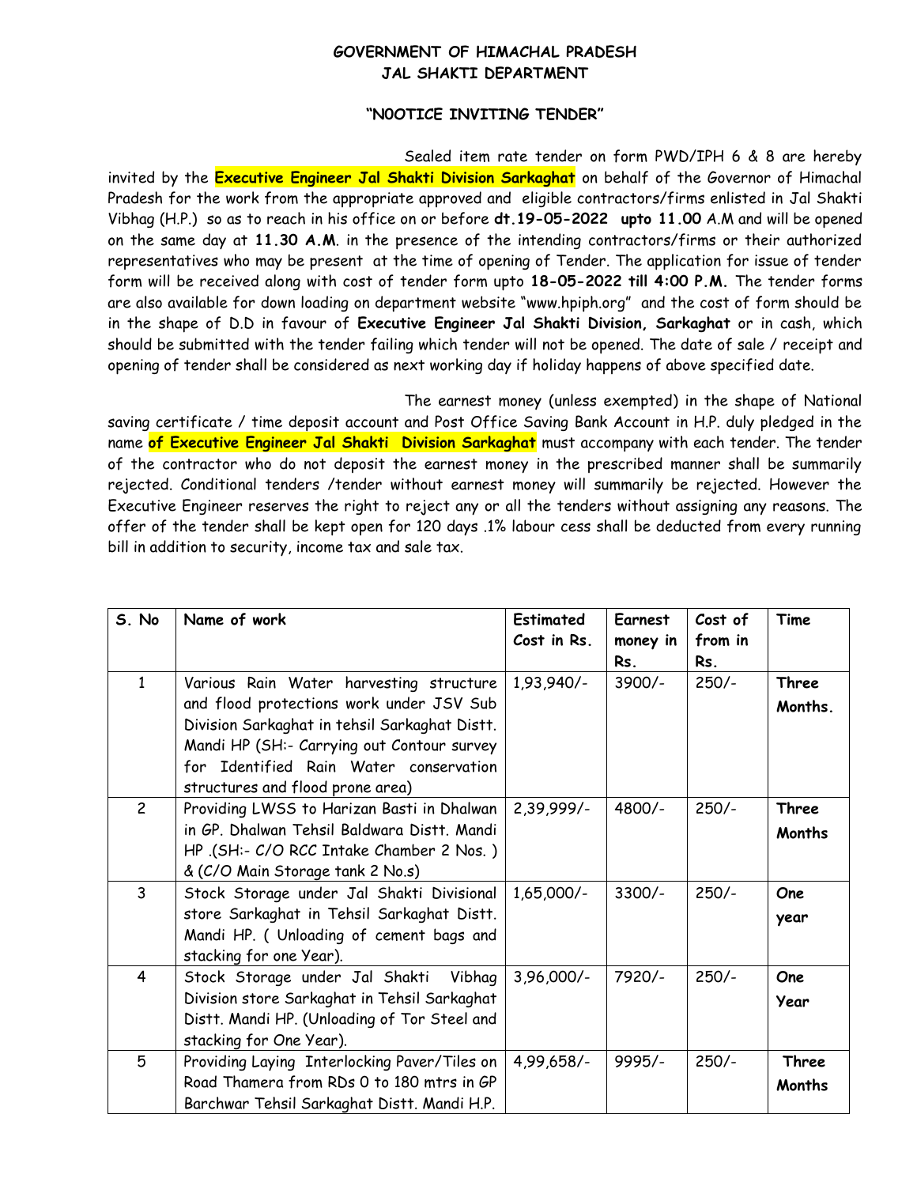# GOVERNMENT OF HIMACHAL PRADESH
## JAL SHAKTI DEPARTMENT

### "N0OTICE INVITING TENDER"

Sealed item rate tender on form PWD/IPH 6 & 8 are hereby invited by the **Executive Engineer Jal Shakti Division Sarkaghat** on behalf of the Governor of Himachal Pradesh for the work from the appropriate approved and eligible contractors/firms enlisted in Jal Shakti Vibhag (H.P.) so as to reach in his office on or before **dt.19-05-2022 upto 11.00** A.M and will be opened on the same day at **11.30 A.M**. in the presence of the intending contractors/firms or their authorized representatives who may be present at the time of opening of Tender. The application for issue of tender form will be received along with cost of tender form upto **18-05-2022 till 4:00 P.M.** The tender forms are also available for down loading on department website "www.hpiph.org" and the cost of form should be in the shape of D.D in favour of **Executive Engineer Jal Shakti Division, Sarkaghat** or in cash, which should be submitted with the tender failing which tender will not be opened. The date of sale / receipt and opening of tender shall be considered as next working day if holiday happens of above specified date.

The earnest money (unless exempted) in the shape of National saving certificate / time deposit account and Post Office Saving Bank Account in H.P. duly pledged in the name **of Executive Engineer Jal Shakti Division Sarkaghat** must accompany with each tender. The tender of the contractor who do not deposit the earnest money in the prescribed manner shall be summarily rejected. Conditional tenders /tender without earnest money will summarily be rejected. However the Executive Engineer reserves the right to reject any or all the tenders without assigning any reasons. The offer of the tender shall be kept open for 120 days .1% labour cess shall be deducted from every running bill in addition to security, income tax and sale tax.

| S. No | Name of work | Estimated Cost in Rs. | Earnest money in Rs. | Cost of from in Rs. | Time |
|---|---|---|---|---|---|
| 1 | Various Rain Water harvesting structure and flood protections work under JSV Sub Division Sarkaghat in tehsil Sarkaghat Distt. Mandi HP (SH:- Carrying out Contour survey for Identified Rain Water conservation structures and flood prone area) | 1,93,940/- | 3900/- | 250/- | **Three Months.** |
| 2 | Providing LWSS to Harizan Basti in Dhalwan in GP. Dhalwan Tehsil Baldwara Distt. Mandi HP .(SH:- C/O RCC Intake Chamber 2 Nos. ) & (C/O Main Storage tank 2 No.s) | 2,39,999/- | 4800/- | 250/- | **Three Months** |
| 3 | Stock Storage under Jal Shakti Divisional store Sarkaghat in Tehsil Sarkaghat Distt. Mandi HP. ( Unloading of cement bags and stacking for one Year). | 1,65,000/- | 3300/- | 250/- | **One year** |
| 4 | Stock Storage under Jal Shakti Vibhag Division store Sarkaghat in Tehsil Sarkaghat Distt. Mandi HP. (Unloading of Tor Steel and stacking for One Year). | 3,96,000/- | 7920/- | 250/- | **One Year** |
| 5 | Providing Laying Interlocking Paver/Tiles on Road Thamera from RDs 0 to 180 mtrs in GP Barchwar Tehsil Sarkaghat Distt. Mandi H.P. | 4,99,658/- | 9995/- | 250/- | **Three Months** |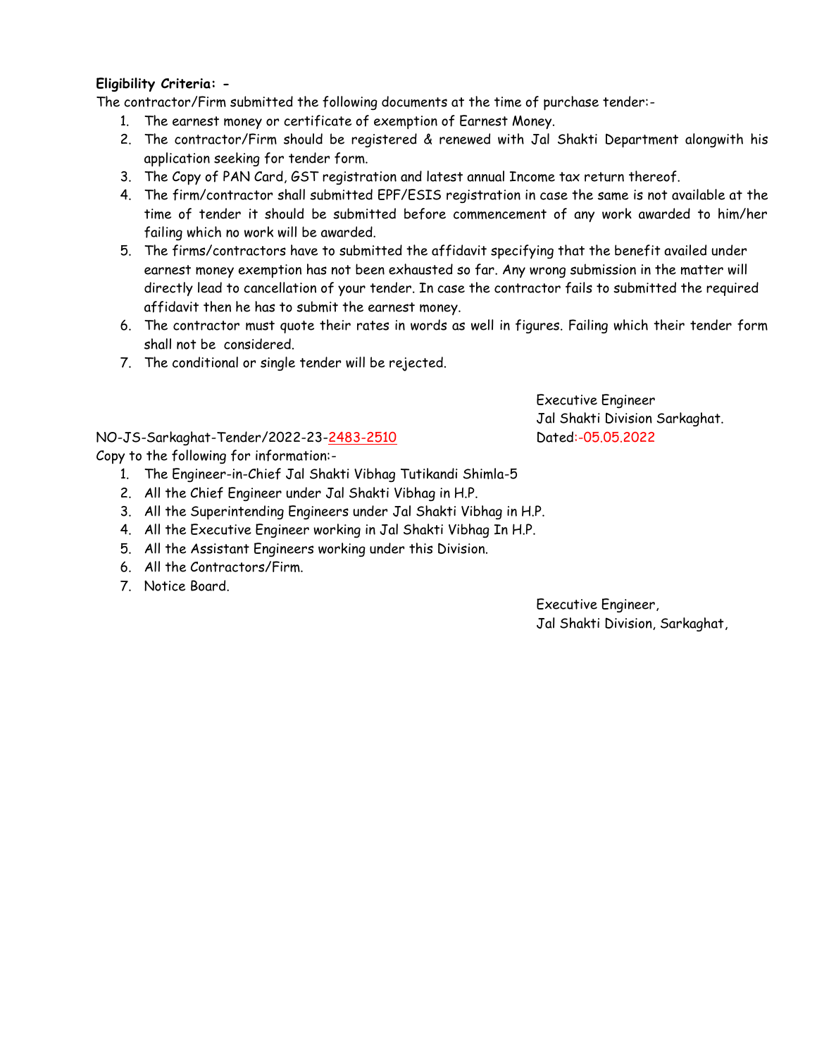**Eligibility Criteria: -**

The contractor/Firm submitted the following documents at the time of purchase tender:-

1. The earnest money or certificate of exemption of Earnest Money.
2. The contractor/Firm should be registered & renewed with Jal Shakti Department alongwith his application seeking for tender form.
3. The Copy of PAN Card, GST registration and latest annual Income tax return thereof.
4. The firm/contractor shall submitted EPF/ESIS registration in case the same is not available at the time of tender it should be submitted before commencement of any work awarded to him/her failing which no work will be awarded.
5. The firms/contractors have to submitted the affidavit specifying that the benefit availed under earnest money exemption has not been exhausted so far. Any wrong submission in the matter will directly lead to cancellation of your tender. In case the contractor fails to submitted the required affidavit then he has to submit the earnest money.
6. The contractor must quote their rates in words as well in figures. Failing which their tender form shall not be considered.
7. The conditional or single tender will be rejected.

Executive Engineer
Jal Shakti Division Sarkaghat.

NO-JS-Sarkaghat-Tender/2022-23-2483-2510 Dated:-05.05.2022

Copy to the following for information:-

1. The Engineer-in-Chief Jal Shakti Vibhag Tutikandi Shimla-5
2. All the Chief Engineer under Jal Shakti Vibhag in H.P.
3. All the Superintending Engineers under Jal Shakti Vibhag in H.P.
4. All the Executive Engineer working in Jal Shakti Vibhag In H.P.
5. All the Assistant Engineers working under this Division.
6. All the Contractors/Firm.
7. Notice Board.

Executive Engineer,
Jal Shakti Division, Sarkaghat,